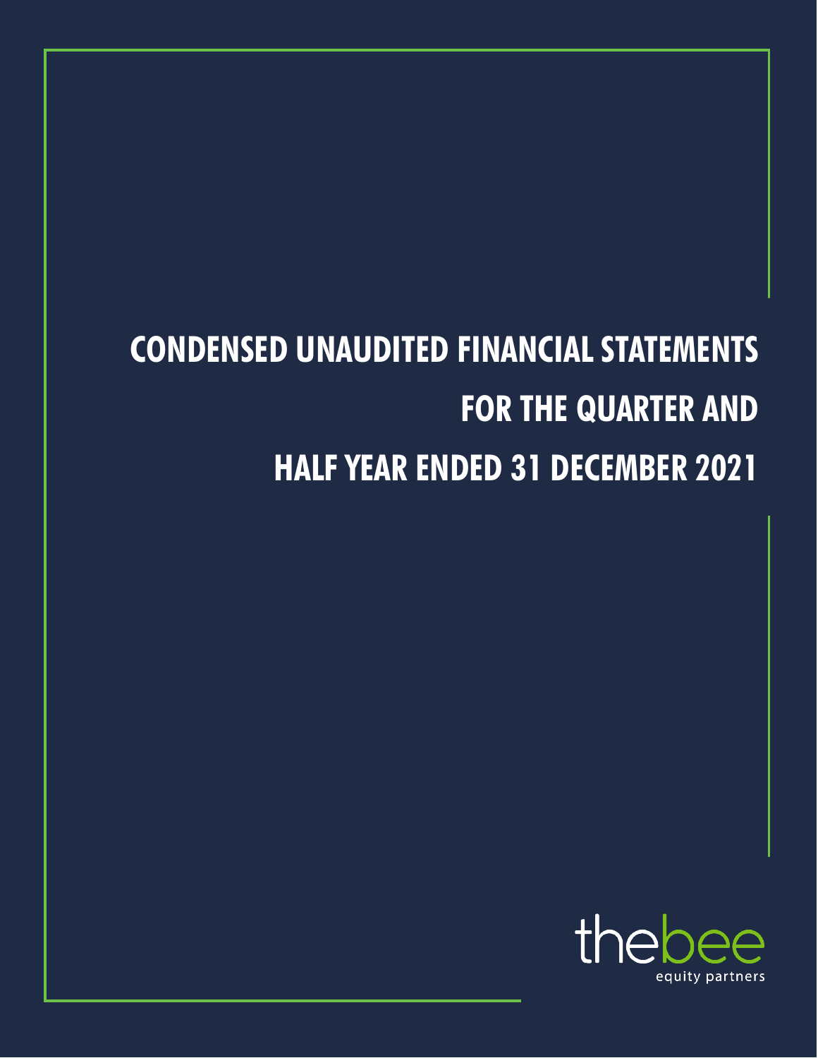# CONDENSED UNAUDITED FINANCIAL STATEMENTS FOR THE QUARTER AND HALF YEAR ENDED 31 DECEMBER 2021

thebee

equity partners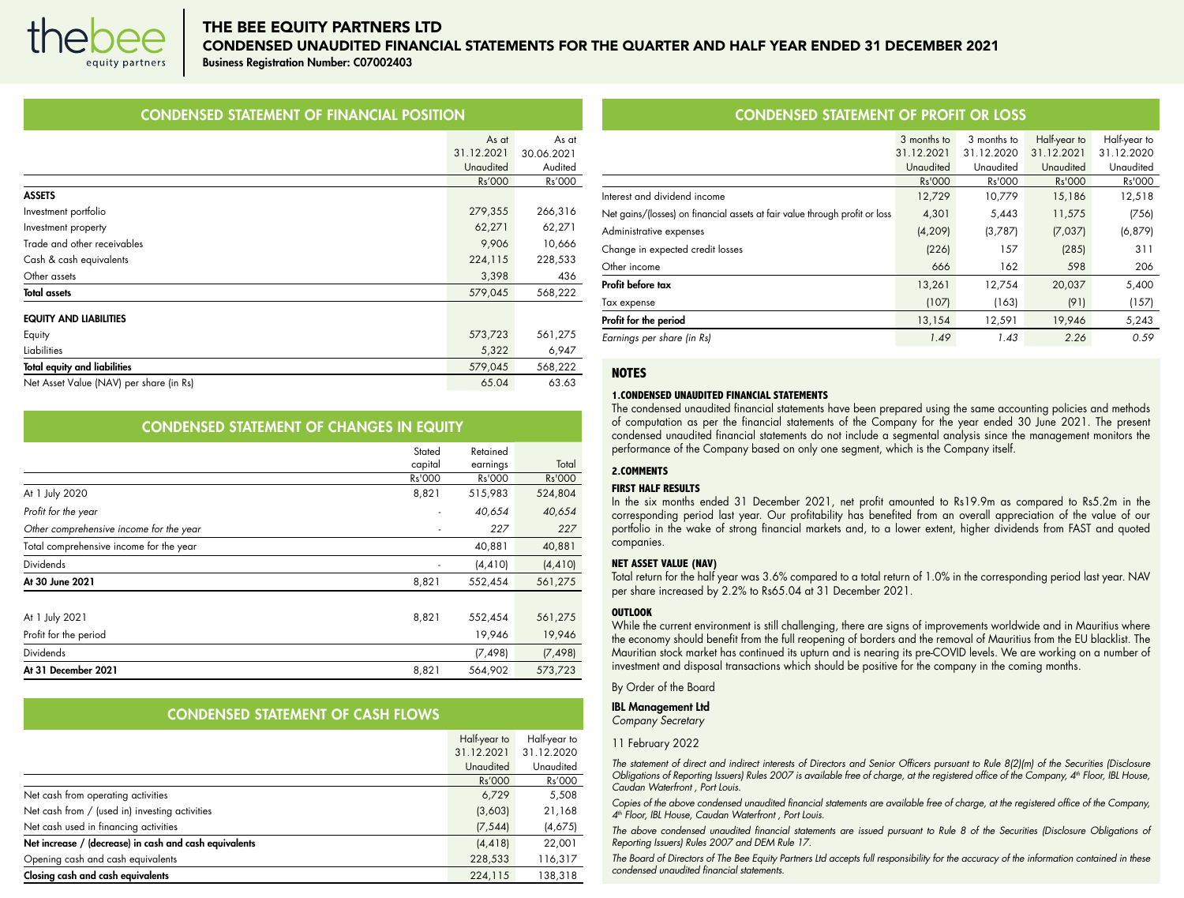# THE BEE EQUITY PARTNERS LTD

## CONDENSED UNAUDITED FINANCIAL STATEMENTS FOR THE QUARTER AND HALF YEAR ENDED 31 DECEMBER 2021

**Business Registration Number: C07002403**

## CONDENSED STATEMENT OF FINANCIAL POSITION

| | As at 31.12.2021 Unaudited Rs'000 | As at 30.06.2021 Audited Rs'000 |
|---|---|---|
| **ASSETS** | | |
| Investment portfolio | 279,355 | 266,316 |
| Investment property | 62,271 | 62,271 |
| Trade and other receivables | 9,906 | 10,666 |
| Cash & cash equivalents | 224,115 | 228,533 |
| Other assets | 3,398 | 436 |
| **Total assets** | 579,045 | 568,222 |
| **EQUITY AND LIABILITIES** | | |
| Equity | 573,723 | 561,275 |
| Liabilities | 5,322 | 6,947 |
| **Total equity and liabilities** | 579,045 | 568,222 |
| Net Asset Value (NAV) per share (in Rs) | 65.04 | 63.63 |

## CONDENSED STATEMENT OF CHANGES IN EQUITY

| | Stated capital Rs'000 | Retained earnings Rs'000 | Total Rs'000 |
|---|---|---|---|
| At 1 July 2020 | 8,821 | 515,983 | 524,804 |
| *Profit for the year* | - | *40,654* | *40,654* |
| *Other comprehensive income for the year* | - | *227* | *227* |
| Total comprehensive income for the year | | 40,881 | 40,881 |
| Dividends | - | (4,410) | (4,410) |
| **At 30 June 2021** | 8,821 | 552,454 | 561,275 |
| At 1 July 2021 | 8,821 | 552,454 | 561,275 |
| Profit for the period | | 19,946 | 19,946 |
| Dividends | | (7,498) | (7,498) |
| **At 31 December 2021** | 8,821 | 564,902 | 573,723 |

## CONDENSED STATEMENT OF CASH FLOWS

| | Half-year to 31.12.2021 Unaudited Rs'000 | Half-year to 31.12.2020 Unaudited Rs'000 |
|---|---|---|
| Net cash from operating activities | 6,729 | 5,508 |
| Net cash from / (used in) investing activities | (3,603) | 21,168 |
| Net cash used in financing activities | (7,544) | (4,675) |
| **Net increase / (decrease) in cash and cash equivalents** | (4,418) | 22,001 |
| Opening cash and cash equivalents | 228,533 | 116,317 |
| **Closing cash and cash equivalents** | 224,115 | 138,318 |

## CONDENSED STATEMENT OF PROFIT OR LOSS

| | 3 months to 31.12.2021 Unaudited Rs'000 | 3 months to 31.12.2020 Unaudited Rs'000 | Half-year to 31.12.2021 Unaudited Rs'000 | Half-year to 31.12.2020 Unaudited Rs'000 |
|---|---|---|---|---|
| Interest and dividend income | 12,729 | 10,779 | 15,186 | 12,518 |
| Net gains/(losses) on financial assets at fair value through profit or loss | 4,301 | 5,443 | 11,575 | (756) |
| Administrative expenses | (4,209) | (3,787) | (7,037) | (6,879) |
| Change in expected credit losses | (226) | 157 | (285) | 311 |
| Other income | 666 | 162 | 598 | 206 |
| **Profit before tax** | 13,261 | 12,754 | 20,037 | 5,400 |
| Tax expense | (107) | (163) | (91) | (157) |
| **Profit for the period** | 13,154 | 12,591 | 19,946 | 5,243 |
| *Earnings per share (in Rs)* | *1.49* | *1.43* | *2.26* | *0.59* |

## NOTES

### 1. CONDENSED UNAUDITED FINANCIAL STATEMENTS

The condensed unaudited financial statements have been prepared using the same accounting policies and methods of computation as per the financial statements of the Company for the year ended 30 June 2021. The present condensed unaudited financial statements do not include a segmental analysis since the management monitors the performance of the Company based on only one segment, which is the Company itself.

### 2. COMMENTS

**FIRST HALF RESULTS**

In the six months ended 31 December 2021, net profit amounted to Rs19.9m as compared to Rs5.2m in the corresponding period last year. Our profitability has benefited from an overall appreciation of the value of our portfolio in the wake of strong financial markets and, to a lower extent, higher dividends from FAST and quoted companies.

**NET ASSET VALUE (NAV)**

Total return for the half year was 3.6% compared to a total return of 1.0% in the corresponding period last year. NAV per share increased by 2.2% to Rs65.04 at 31 December 2021.

**OUTLOOK**

While the current environment is still challenging, there are signs of improvements worldwide and in Mauritius where the economy should benefit from the full reopening of borders and the removal of Mauritius from the EU blacklist. The Mauritian stock market has continued its upturn and is nearing its pre-COVID levels. We are working on a number of investment and disposal transactions which should be positive for the company in the coming months.

By Order of the Board

**IBL Management Ltd**
*Company Secretary*

11 February 2022

*The statement of direct and indirect interests of Directors and Senior Officers pursuant to Rule 8(2)(m) of the Securities (Disclosure Obligations of Reporting Issuers) Rules 2007 is available free of charge, at the registered office of the Company, 4th Floor, IBL House, Caudan Waterfront , Port Louis.*

*Copies of the above condensed unaudited financial statements are available free of charge, at the registered office of the Company, 4th Floor, IBL House, Caudan Waterfront , Port Louis.*

*The above condensed unaudited financial statements are issued pursuant to Rule 8 of the Securities (Disclosure Obligations of Reporting Issuers) Rules 2007 and DEM Rule 17.*

*The Board of Directors of The Bee Equity Partners Ltd accepts full responsibility for the accuracy of the information contained in these condensed unaudited financial statements.*